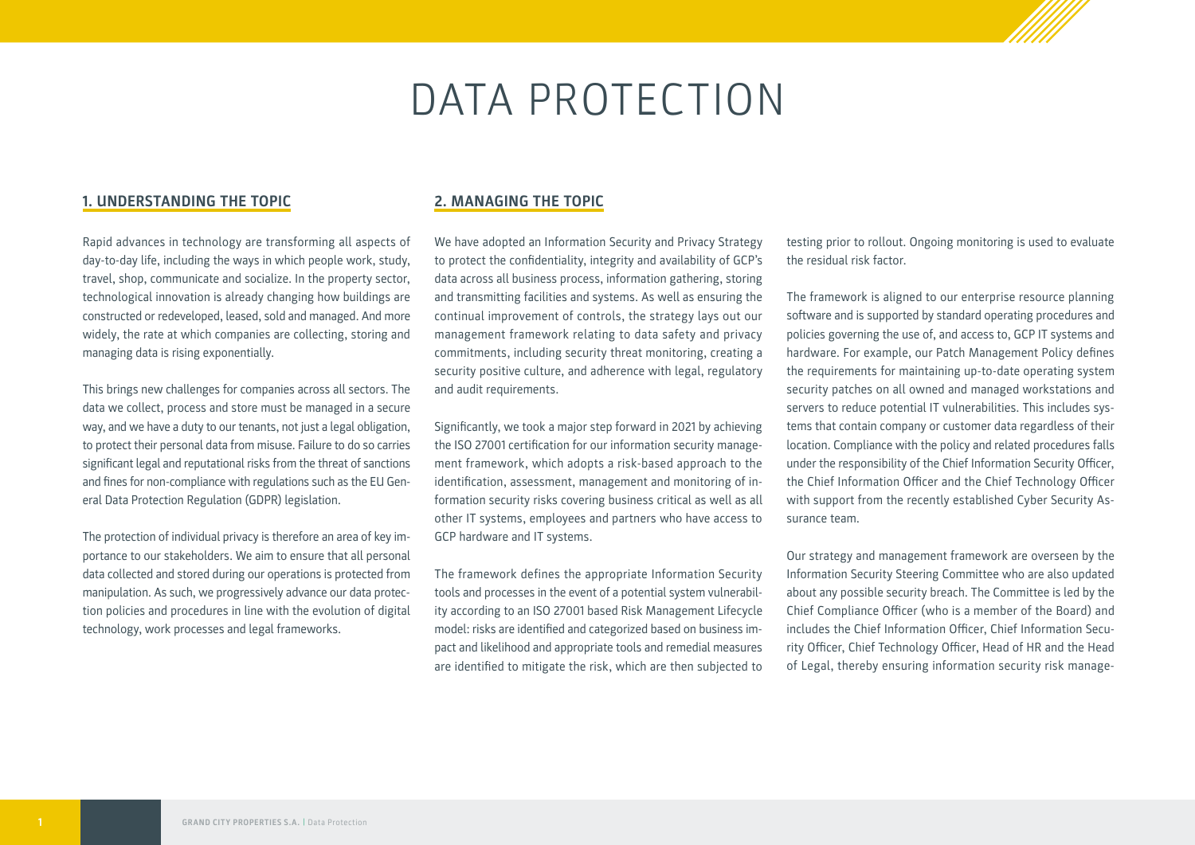# DATA PROTECTION

## 1. UNDERSTANDING THE TOPIC

Rapid advances in technology are transforming all aspects of day-to-day life, including the ways in which people work, study, travel, shop, communicate and socialize. In the property sector, technological innovation is already changing how buildings are constructed or redeveloped, leased, sold and managed. And more widely, the rate at which companies are collecting, storing and managing data is rising exponentially.

This brings new challenges for companies across all sectors. The data we collect, process and store must be managed in a secure way, and we have a duty to our tenants, not just a legal obligation, to protect their personal data from misuse. Failure to do so carries significant legal and reputational risks from the threat of sanctions and fines for non-compliance with regulations such as the EU General Data Protection Regulation (GDPR) legislation.

The protection of individual privacy is therefore an area of key importance to our stakeholders. We aim to ensure that all personal data collected and stored during our operations is protected from manipulation. As such, we progressively advance our data protection policies and procedures in line with the evolution of digital technology, work processes and legal frameworks.

## 2. MANAGING THE TOPIC

We have adopted an Information Security and Privacy Strategy to protect the confidentiality, integrity and availability of GCP's data across all business process, information gathering, storing and transmitting facilities and systems. As well as ensuring the continual improvement of controls, the strategy lays out our management framework relating to data safety and privacy commitments, including security threat monitoring, creating a security positive culture, and adherence with legal, regulatory and audit requirements.

Significantly, we took a major step forward in 2021 by achieving the ISO 27001 certification for our information security management framework, which adopts a risk-based approach to the identification, assessment, management and monitoring of information security risks covering business critical as well as all other IT systems, employees and partners who have access to GCP hardware and IT systems.

The framework defines the appropriate Information Security tools and processes in the event of a potential system vulnerability according to an ISO 27001 based Risk Management Lifecycle model: risks are identified and categorized based on business impact and likelihood and appropriate tools and remedial measures are identified to mitigate the risk, which are then subjected to testing prior to rollout. Ongoing monitoring is used to evaluate the residual risk factor.

The framework is aligned to our enterprise resource planning software and is supported by standard operating procedures and policies governing the use of, and access to, GCP IT systems and hardware. For example, our Patch Management Policy defines the requirements for maintaining up-to-date operating system security patches on all owned and managed workstations and servers to reduce potential IT vulnerabilities. This includes systems that contain company or customer data regardless of their location. Compliance with the policy and related procedures falls under the responsibility of the Chief Information Security Officer, the Chief Information Officer and the Chief Technology Officer with support from the recently established Cyber Security Assurance team.

Our strategy and management framework are overseen by the Information Security Steering Committee who are also updated about any possible security breach. The Committee is led by the Chief Compliance Officer (who is a member of the Board) and includes the Chief Information Officer, Chief Information Security Officer, Chief Technology Officer, Head of HR and the Head of Legal, thereby ensuring information security risk manage-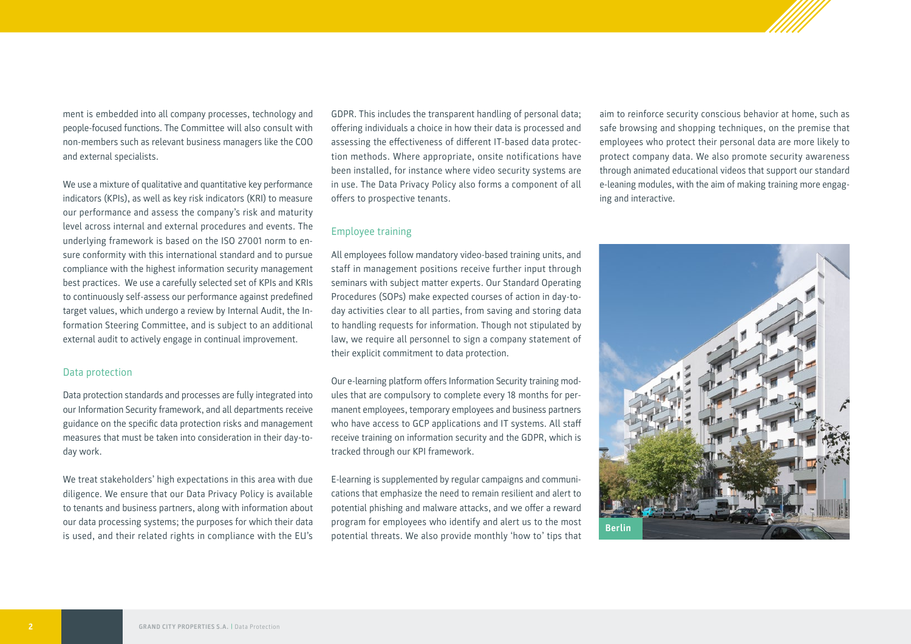ment is embedded into all company processes, technology and people-focused functions. The Committee will also consult with non-members such as relevant business managers like the COO and external specialists.

We use a mixture of qualitative and quantitative key performance indicators (KPIs), as well as key risk indicators (KRI) to measure our performance and assess the company's risk and maturity level across internal and external procedures and events. The underlying framework is based on the ISO 27001 norm to ensure conformity with this international standard and to pursue compliance with the highest information security management best practices. We use a carefully selected set of KPIs and KRIs to continuously self-assess our performance against predefined target values, which undergo a review by Internal Audit, the Information Steering Committee, and is subject to an additional external audit to actively engage in continual improvement.

## Data protection

Data protection standards and processes are fully integrated into our Information Security framework, and all departments receive guidance on the specific data protection risks and management measures that must be taken into consideration in their day-to-day work.

We treat stakeholders' high expectations in this area with due diligence. We ensure that our Data Privacy Policy is available to tenants and business partners, along with information about our data processing systems; the purposes for which their data is used, and their related rights in compliance with the EU's GDPR. This includes the transparent handling of personal data; offering individuals a choice in how their data is processed and assessing the effectiveness of different IT-based data protection methods. Where appropriate, onsite notifications have been installed, for instance where video security systems are in use. The Data Privacy Policy also forms a component of all offers to prospective tenants.

## Employee training

All employees follow mandatory video-based training units, and staff in management positions receive further input through seminars with subject matter experts. Our Standard Operating Procedures (SOPs) make expected courses of action in day-to-day activities clear to all parties, from saving and storing data to handling requests for information. Though not stipulated by law, we require all personnel to sign a company statement of their explicit commitment to data protection.

Our e-learning platform offers Information Security training modules that are compulsory to complete every 18 months for permanent employees, temporary employees and business partners who have access to GCP applications and IT systems. All staff receive training on information security and the GDPR, which is tracked through our KPI framework.

E-learning is supplemented by regular campaigns and communications that emphasize the need to remain resilient and alert to potential phishing and malware attacks, and we offer a reward program for employees who identify and alert us to the most potential threats. We also provide monthly 'how to' tips that aim to reinforce security conscious behavior at home, such as safe browsing and shopping techniques, on the premise that employees who protect their personal data are more likely to protect company data. We also promote security awareness through animated educational videos that support our standard e-leaning modules, with the aim of making training more engaging and interactive.

Berlin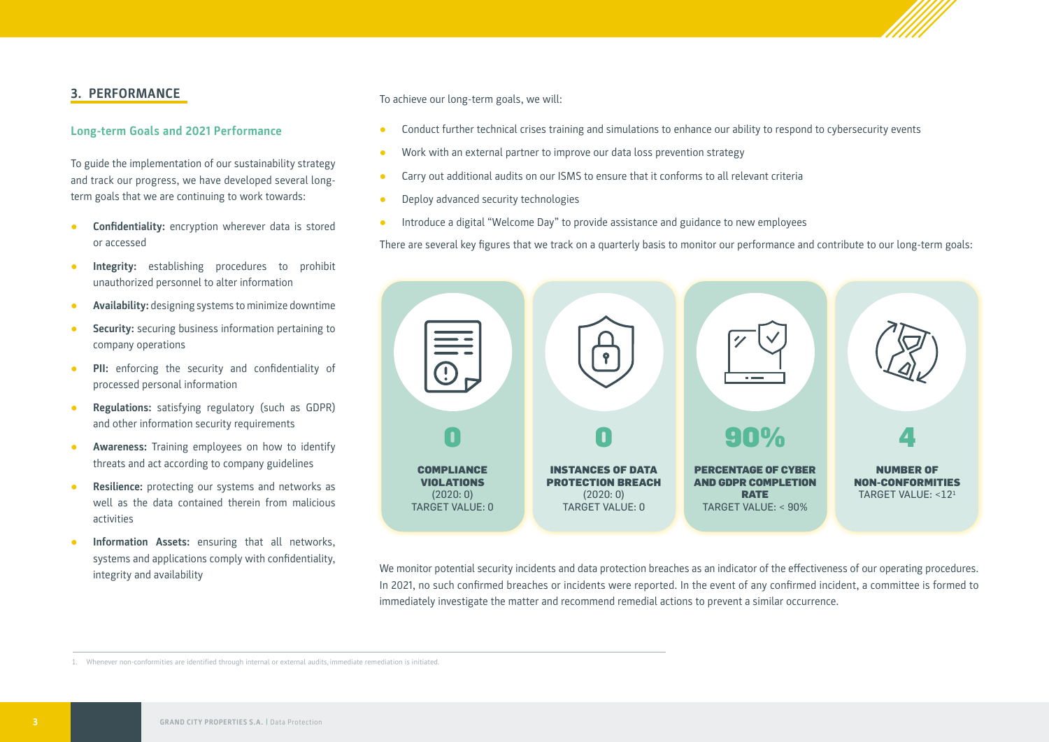## 3. PERFORMANCE

### Long-term Goals and 2021 Performance

To guide the implementation of our sustainability strategy and track our progress, we have developed several long-term goals that we are continuing to work towards:

- **Confidentiality:** encryption wherever data is stored or accessed
- **Integrity:** establishing procedures to prohibit unauthorized personnel to alter information
- **Availability:** designing systems to minimize downtime
- **Security:** securing business information pertaining to company operations
- **PII:** enforcing the security and confidentiality of processed personal information
- **Regulations:** satisfying regulatory (such as GDPR) and other information security requirements
- **Awareness:** Training employees on how to identify threats and act according to company guidelines
- **Resilience:** protecting our systems and networks as well as the data contained therein from malicious activities
- **Information Assets:** ensuring that all networks, systems and applications comply with confidentiality, integrity and availability

To achieve our long-term goals, we will:

- Conduct further technical crises training and simulations to enhance our ability to respond to cybersecurity events
- Work with an external partner to improve our data loss prevention strategy
- Carry out additional audits on our ISMS to ensure that it conforms to all relevant criteria
- Deploy advanced security technologies
- Introduce a digital "Welcome Day" to provide assistance and guidance to new employees

There are several key figures that we track on a quarterly basis to monitor our performance and contribute to our long-term goals:

| Indicator | Value | Prior year | Target value |
|---|---|---|---|
| COMPLIANCE VIOLATIONS | 0 | (2020: 0) | TARGET VALUE: 0 |
| INSTANCES OF DATA PROTECTION BREACH | 0 | (2020: 0) | TARGET VALUE: 0 |
| PERCENTAGE OF CYBER AND GDPR COMPLETION RATE | 90% | | TARGET VALUE: < 90% |
| NUMBER OF NON-CONFORMITIES | 4 | | TARGET VALUE: <12[1] |

We monitor potential security incidents and data protection breaches as an indicator of the effectiveness of our operating procedures. In 2021, no such confirmed breaches or incidents were reported. In the event of any confirmed incident, a committee is formed to immediately investigate the matter and recommend remedial actions to prevent a similar occurrence.

1. Whenever non-conformities are identified through internal or external audits, immediate remediation is initiated.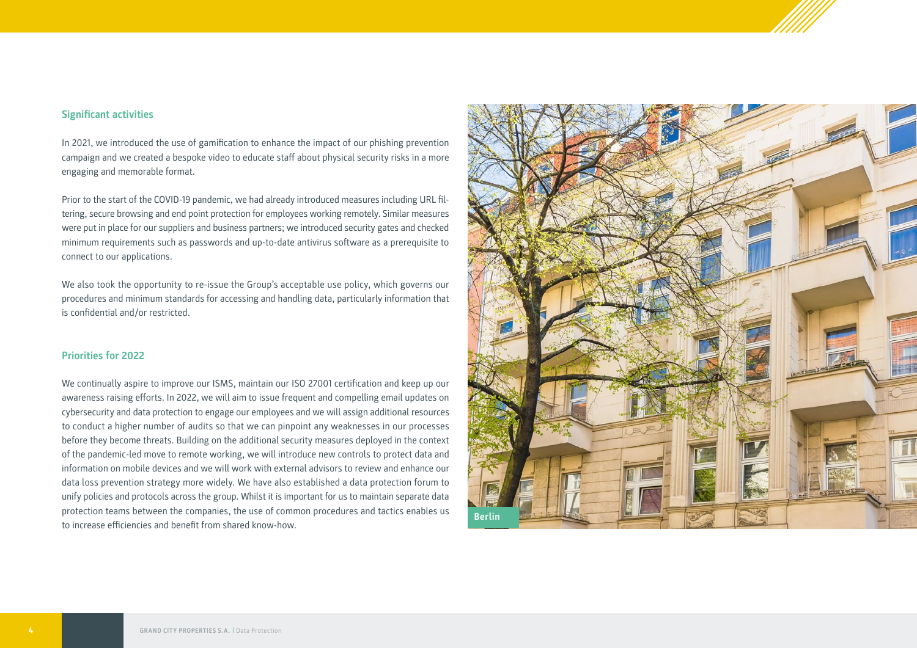## Significant activities

In 2021, we introduced the use of gamification to enhance the impact of our phishing prevention campaign and we created a bespoke video to educate staff about physical security risks in a more engaging and memorable format.

Prior to the start of the COVID-19 pandemic, we had already introduced measures including URL filtering, secure browsing and end point protection for employees working remotely. Similar measures were put in place for our suppliers and business partners; we introduced security gates and checked minimum requirements such as passwords and up-to-date antivirus software as a prerequisite to connect to our applications.

We also took the opportunity to re-issue the Group's acceptable use policy, which governs our procedures and minimum standards for accessing and handling data, particularly information that is confidential and/or restricted.

## Priorities for 2022

We continually aspire to improve our ISMS, maintain our ISO 27001 certification and keep up our awareness raising efforts. In 2022, we will aim to issue frequent and compelling email updates on cybersecurity and data protection to engage our employees and we will assign additional resources to conduct a higher number of audits so that we can pinpoint any weaknesses in our processes before they become threats. Building on the additional security measures deployed in the context of the pandemic-led move to remote working, we will introduce new controls to protect data and information on mobile devices and we will work with external advisors to review and enhance our data loss prevention strategy more widely. We have also established a data protection forum to unify policies and protocols across the group. Whilst it is important for us to maintain separate data protection teams between the companies, the use of common procedures and tactics enables us to increase efficiencies and benefit from shared know-how.

Berlin